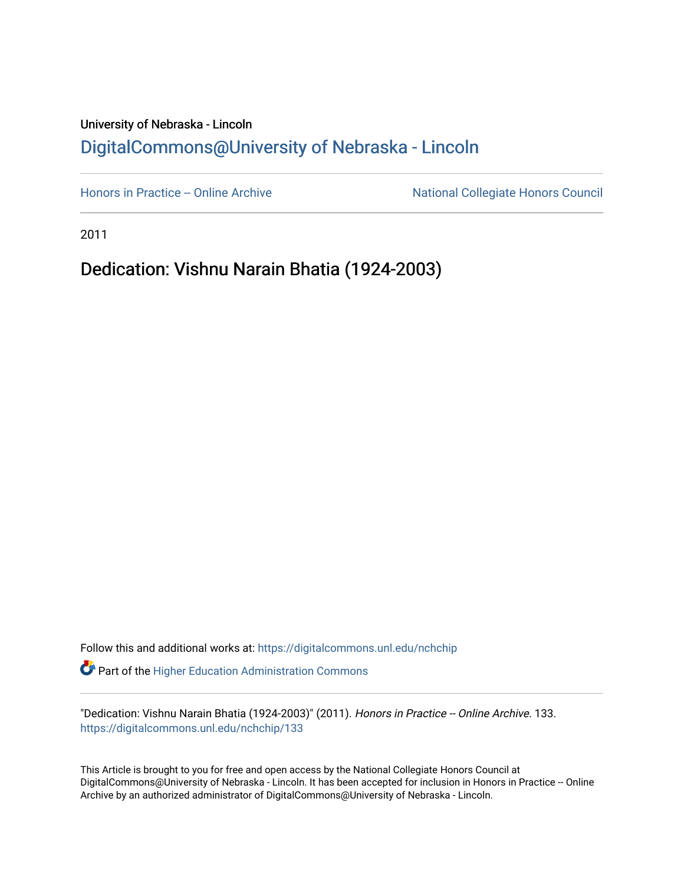University of Nebraska - Lincoln

## DigitalCommons@University of Nebraska - Lincoln

Honors in Practice -- Online Archive

National Collegiate Honors Council

2011

# Dedication: Vishnu Narain Bhatia (1924-2003)

Follow this and additional works at: https://digitalcommons.unl.edu/nchchip

Part of the Higher Education Administration Commons

"Dedication: Vishnu Narain Bhatia (1924-2003)" (2011). *Honors in Practice -- Online Archive*. 133.
https://digitalcommons.unl.edu/nchchip/133

This Article is brought to you for free and open access by the National Collegiate Honors Council at DigitalCommons@University of Nebraska - Lincoln. It has been accepted for inclusion in Honors in Practice -- Online Archive by an authorized administrator of DigitalCommons@University of Nebraska - Lincoln.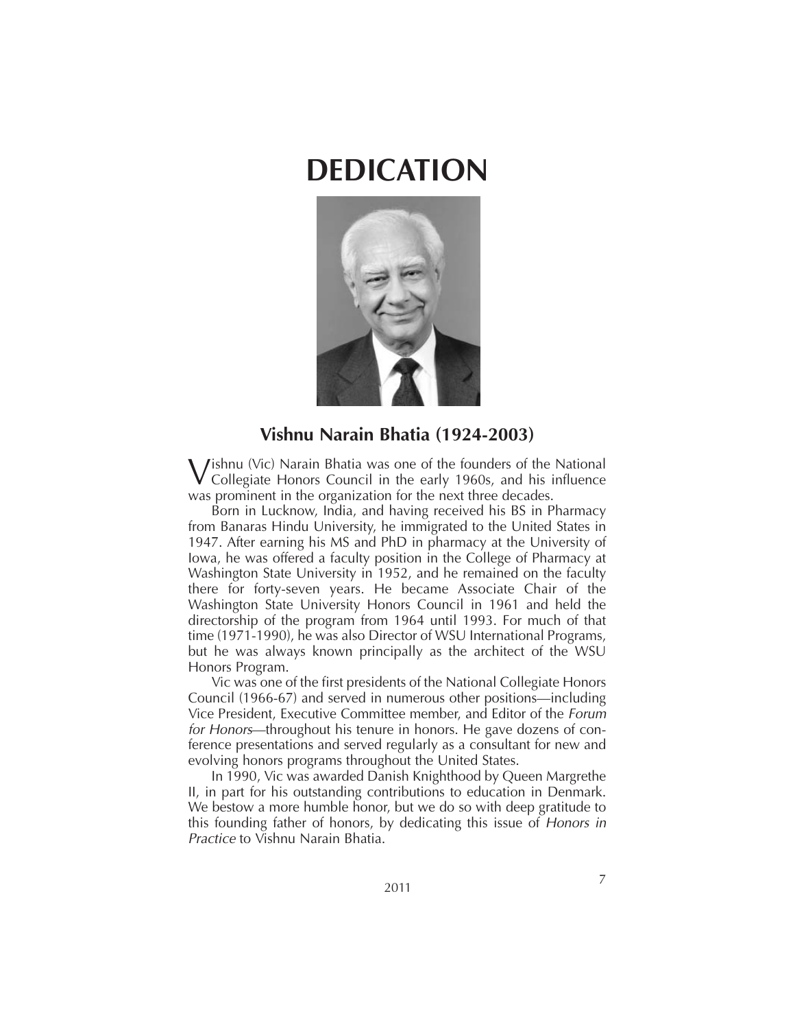# DEDICATION

## Vishnu Narain Bhatia (1924-2003)

Vishnu (Vic) Narain Bhatia was one of the founders of the National Collegiate Honors Council in the early 1960s, and his influence was prominent in the organization for the next three decades.

Born in Lucknow, India, and having received his BS in Pharmacy from Banaras Hindu University, he immigrated to the United States in 1947. After earning his MS and PhD in pharmacy at the University of Iowa, he was offered a faculty position in the College of Pharmacy at Washington State University in 1952, and he remained on the faculty there for forty-seven years. He became Associate Chair of the Washington State University Honors Council in 1961 and held the directorship of the program from 1964 until 1993. For much of that time (1971-1990), he was also Director of WSU International Programs, but he was always known principally as the architect of the WSU Honors Program.

Vic was one of the first presidents of the National Collegiate Honors Council (1966-67) and served in numerous other positions—including Vice President, Executive Committee member, and Editor of the *Forum for Honors*—throughout his tenure in honors. He gave dozens of conference presentations and served regularly as a consultant for new and evolving honors programs throughout the United States.

In 1990, Vic was awarded Danish Knighthood by Queen Margrethe II, in part for his outstanding contributions to education in Denmark. We bestow a more humble honor, but we do so with deep gratitude to this founding father of honors, by dedicating this issue of *Honors in Practice* to Vishnu Narain Bhatia.